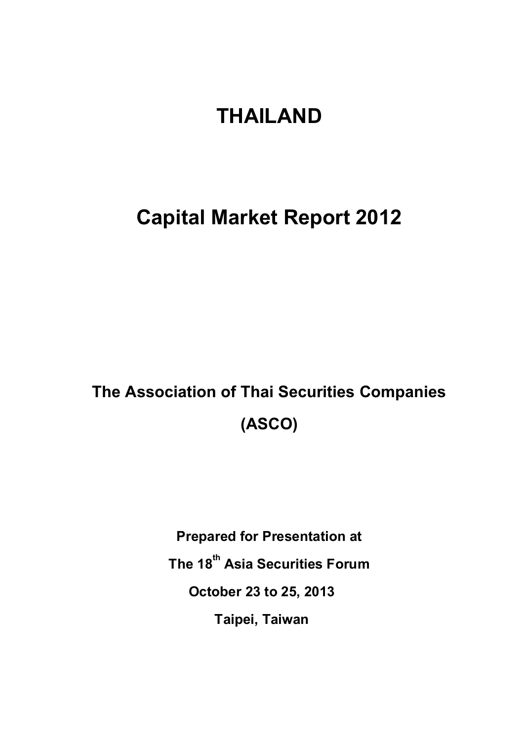# THAILAND

# Capital Market Report 2012

**The Association of Thai Securities Companies**

**(ASCO)**

**Prepared for Presentation at**

**The 18th Asia Securities Forum**

**October 23 to 25, 2013**

**Taipei, Taiwan**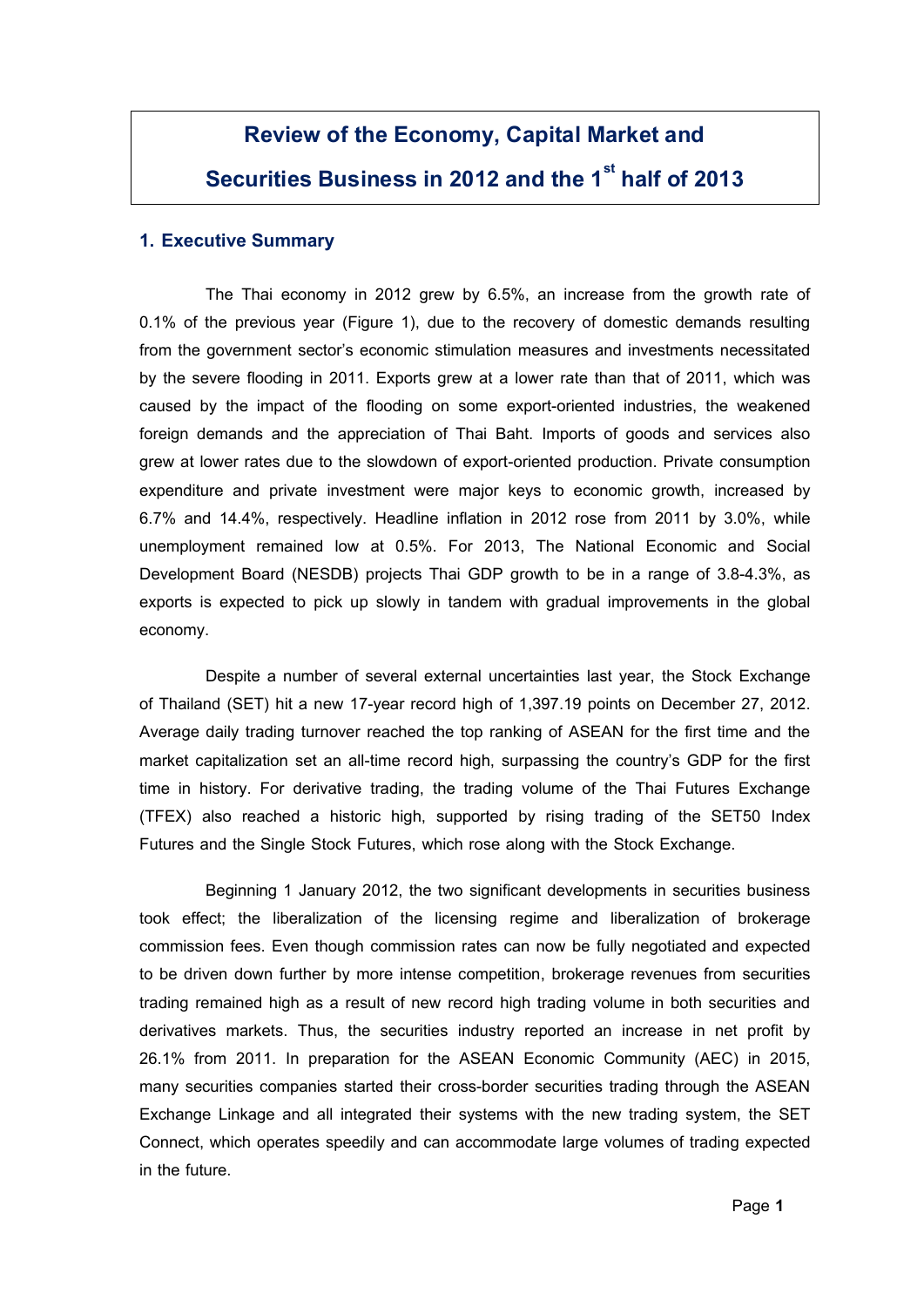# Review of the Economy, Capital Market and Securities Business in 2012 and the 1st half of 2013

## 1. Executive Summary

The Thai economy in 2012 grew by 6.5%, an increase from the growth rate of 0.1% of the previous year (Figure 1), due to the recovery of domestic demands resulting from the government sector's economic stimulation measures and investments necessitated by the severe flooding in 2011. Exports grew at a lower rate than that of 2011, which was caused by the impact of the flooding on some export-oriented industries, the weakened foreign demands and the appreciation of Thai Baht. Imports of goods and services also grew at lower rates due to the slowdown of export-oriented production. Private consumption expenditure and private investment were major keys to economic growth, increased by 6.7% and 14.4%, respectively. Headline inflation in 2012 rose from 2011 by 3.0%, while unemployment remained low at 0.5%. For 2013, The National Economic and Social Development Board (NESDB) projects Thai GDP growth to be in a range of 3.8-4.3%, as exports is expected to pick up slowly in tandem with gradual improvements in the global economy.

Despite a number of several external uncertainties last year, the Stock Exchange of Thailand (SET) hit a new 17-year record high of 1,397.19 points on December 27, 2012. Average daily trading turnover reached the top ranking of ASEAN for the first time and the market capitalization set an all-time record high, surpassing the country's GDP for the first time in history. For derivative trading, the trading volume of the Thai Futures Exchange (TFEX) also reached a historic high, supported by rising trading of the SET50 Index Futures and the Single Stock Futures, which rose along with the Stock Exchange.

Beginning 1 January 2012, the two significant developments in securities business took effect; the liberalization of the licensing regime and liberalization of brokerage commission fees. Even though commission rates can now be fully negotiated and expected to be driven down further by more intense competition, brokerage revenues from securities trading remained high as a result of new record high trading volume in both securities and derivatives markets. Thus, the securities industry reported an increase in net profit by 26.1% from 2011. In preparation for the ASEAN Economic Community (AEC) in 2015, many securities companies started their cross-border securities trading through the ASEAN Exchange Linkage and all integrated their systems with the new trading system, the SET Connect, which operates speedily and can accommodate large volumes of trading expected in the future.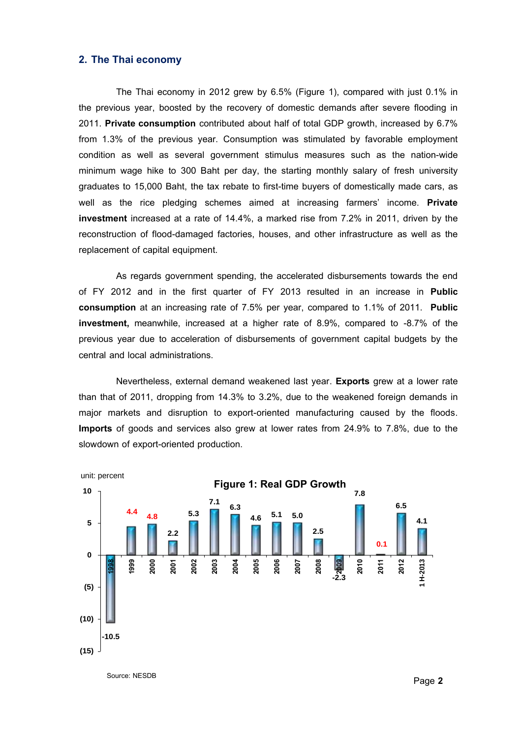## 2. The Thai economy

The Thai economy in 2012 grew by 6.5% (Figure 1), compared with just 0.1% in the previous year, boosted by the recovery of domestic demands after severe flooding in 2011. **Private consumption** contributed about half of total GDP growth, increased by 6.7% from 1.3% of the previous year. Consumption was stimulated by favorable employment condition as well as several government stimulus measures such as the nation-wide minimum wage hike to 300 Baht per day, the starting monthly salary of fresh university graduates to 15,000 Baht, the tax rebate to first-time buyers of domestically made cars, as well as the rice pledging schemes aimed at increasing farmers' income. **Private investment** increased at a rate of 14.4%, a marked rise from 7.2% in 2011, driven by the reconstruction of flood-damaged factories, houses, and other infrastructure as well as the replacement of capital equipment.

As regards government spending, the accelerated disbursements towards the end of FY 2012 and in the first quarter of FY 2013 resulted in an increase in **Public consumption** at an increasing rate of 7.5% per year, compared to 1.1% of 2011. **Public investment,** meanwhile, increased at a higher rate of 8.9%, compared to -8.7% of the previous year due to acceleration of disbursements of government capital budgets by the central and local administrations.

Nevertheless, external demand weakened last year. **Exports** grew at a lower rate than that of 2011, dropping from 14.3% to 3.2%, due to the weakened foreign demands in major markets and disruption to export-oriented manufacturing caused by the floods. **Imports** of goods and services also grew at lower rates from 24.9% to 7.8%, due to the slowdown of export-oriented production.

**Figure 1: Real GDP Growth**

unit: percent

| Year | 1998 | 1999 | 2000 | 2001 | 2002 | 2003 | 2004 | 2005 | 2006 | 2007 | 2008 | 2009 | 2010 | 2011 | 2012 | 1 H-2013 |
|---|---|---|---|---|---|---|---|---|---|---|---|---|---|---|---|---|
| Growth | -10.5 | 4.4 | 4.8 | 2.2 | 5.3 | 7.1 | 6.3 | 4.6 | 5.1 | 5.0 | 2.5 | -2.3 | 7.8 | 0.1 | 6.5 | 4.1 |

Source: NESDB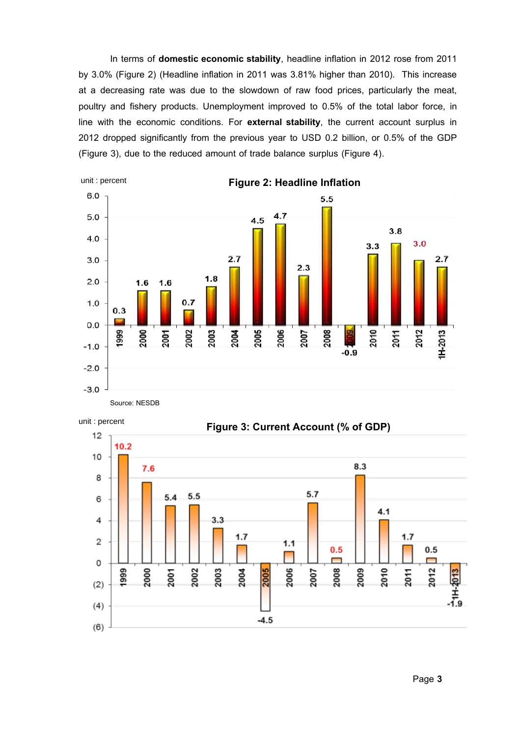In terms of **domestic economic stability**, headline inflation in 2012 rose from 2011 by 3.0% (Figure 2) (Headline inflation in 2011 was 3.81% higher than 2010). This increase at a decreasing rate was due to the slowdown of raw food prices, particularly the meat, poultry and fishery products. Unemployment improved to 0.5% of the total labor force, in line with the economic conditions. For **external stability**, the current account surplus in 2012 dropped significantly from the previous year to USD 0.2 billion, or 0.5% of the GDP (Figure 3), due to the reduced amount of trade balance surplus (Figure 4).

**Figure 2: Headline Inflation**

unit : percent

| Year | 1999 | 2000 | 2001 | 2002 | 2003 | 2004 | 2005 | 2006 | 2007 | 2008 | 2009 | 2010 | 2011 | 2012 | 1H-2013 |
|---|---|---|---|---|---|---|---|---|---|---|---|---|---|---|---|
| Inflation | 0.3 | 1.6 | 1.6 | 0.7 | 1.8 | 2.7 | 4.5 | 4.7 | 2.3 | 5.5 | -0.9 | 3.3 | 3.8 | 3.0 | 2.7 |

Source: NESDB

**Figure 3: Current Account (% of GDP)**

unit : percent

| Year | 1999 | 2000 | 2001 | 2002 | 2003 | 2004 | 2005 | 2006 | 2007 | 2008 | 2009 | 2010 | 2011 | 2012 | 1H-2013 |
|---|---|---|---|---|---|---|---|---|---|---|---|---|---|---|---|
| Current Account | 10.2 | 7.6 | 5.4 | 5.5 | 3.3 | 1.7 | -4.5 | 1.1 | 5.7 | 0.5 | 8.3 | 4.1 | 1.7 | 0.5 | -1.9 |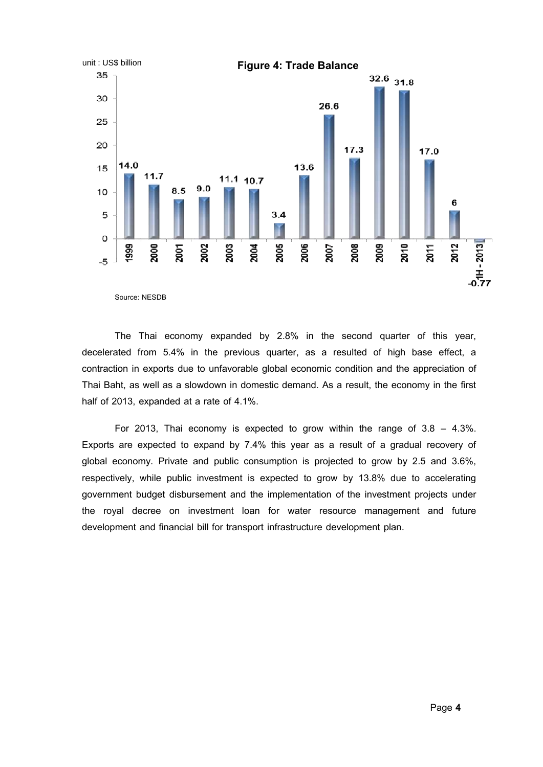**Figure 4: Trade Balance**

unit : US$ billion

| Year | Trade Balance |
|---|---|
| 1999 | 14.0 |
| 2000 | 11.7 |
| 2001 | 8.5 |
| 2002 | 9.0 |
| 2003 | 11.1 |
| 2004 | 10.7 |
| 2005 | 3.4 |
| 2006 | 13.6 |
| 2007 | 26.6 |
| 2008 | 17.3 |
| 2009 | 32.6 |
| 2010 | 31.8 |
| 2011 | 17.0 |
| 2012 | 6 |
| 1H - 2013 | -0.77 |

Source: NESDB

The Thai economy expanded by 2.8% in the second quarter of this year, decelerated from 5.4% in the previous quarter, as a resulted of high base effect, a contraction in exports due to unfavorable global economic condition and the appreciation of Thai Baht, as well as a slowdown in domestic demand. As a result, the economy in the first half of 2013, expanded at a rate of 4.1%.

For 2013, Thai economy is expected to grow within the range of 3.8 – 4.3%. Exports are expected to expand by 7.4% this year as a result of a gradual recovery of global economy. Private and public consumption is projected to grow by 2.5 and 3.6%, respectively, while public investment is expected to grow by 13.8% due to accelerating government budget disbursement and the implementation of the investment projects under the royal decree on investment loan for water resource management and future development and financial bill for transport infrastructure development plan.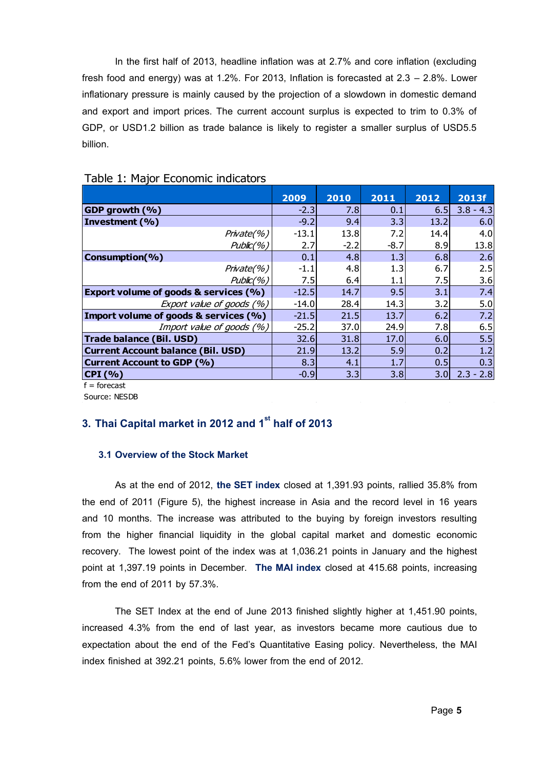In the first half of 2013, headline inflation was at 2.7% and core inflation (excluding fresh food and energy) was at 1.2%. For 2013, Inflation is forecasted at 2.3 – 2.8%. Lower inflationary pressure is mainly caused by the projection of a slowdown in domestic demand and export and import prices. The current account surplus is expected to trim to 0.3% of GDP, or USD1.2 billion as trade balance is likely to register a smaller surplus of USD5.5 billion.

Table 1: Major Economic indicators

| | 2009 | 2010 | 2011 | 2012 | 2013f |
|---|---|---|---|---|---|
| **GDP growth (%)** | -2.3 | 7.8 | 0.1 | 6.5 | 3.8 - 4.3 |
| **Investment (%)** | -9.2 | 9.4 | 3.3 | 13.2 | 6.0 |
| *Private(%)* | -13.1 | 13.8 | 7.2 | 14.4 | 4.0 |
| *Public(%)* | 2.7 | -2.2 | -8.7 | 8.9 | 13.8 |
| **Consumption(%)** | 0.1 | 4.8 | 1.3 | 6.8 | 2.6 |
| *Private(%)* | -1.1 | 4.8 | 1.3 | 6.7 | 2.5 |
| *Public(%)* | 7.5 | 6.4 | 1.1 | 7.5 | 3.6 |
| **Export volume of goods & services (%)** | -12.5 | 14.7 | 9.5 | 3.1 | 7.4 |
| *Export value of goods (%)* | -14.0 | 28.4 | 14.3 | 3.2 | 5.0 |
| **Import volume of goods & services (%)** | -21.5 | 21.5 | 13.7 | 6.2 | 7.2 |
| *Import value of goods (%)* | -25.2 | 37.0 | 24.9 | 7.8 | 6.5 |
| **Trade balance (Bil. USD)** | 32.6 | 31.8 | 17.0 | 6.0 | 5.5 |
| **Current Account balance (Bil. USD)** | 21.9 | 13.2 | 5.9 | 0.2 | 1.2 |
| **Current Account to GDP (%)** | 8.3 | 4.1 | 1.7 | 0.5 | 0.3 |
| **CPI (%)** | -0.9 | 3.3 | 3.8 | 3.0 | 2.3 - 2.8 |

f = forecast

Source: NESDB

## 3. Thai Capital market in 2012 and 1st half of 2013

### 3.1 Overview of the Stock Market

As at the end of 2012, **the SET index** closed at 1,391.93 points, rallied 35.8% from the end of 2011 (Figure 5), the highest increase in Asia and the record level in 16 years and 10 months. The increase was attributed to the buying by foreign investors resulting from the higher financial liquidity in the global capital market and domestic economic recovery. The lowest point of the index was at 1,036.21 points in January and the highest point at 1,397.19 points in December. **The MAI index** closed at 415.68 points, increasing from the end of 2011 by 57.3%.

The SET Index at the end of June 2013 finished slightly higher at 1,451.90 points, increased 4.3% from the end of last year, as investors became more cautious due to expectation about the end of the Fed's Quantitative Easing policy. Nevertheless, the MAI index finished at 392.21 points, 5.6% lower from the end of 2012.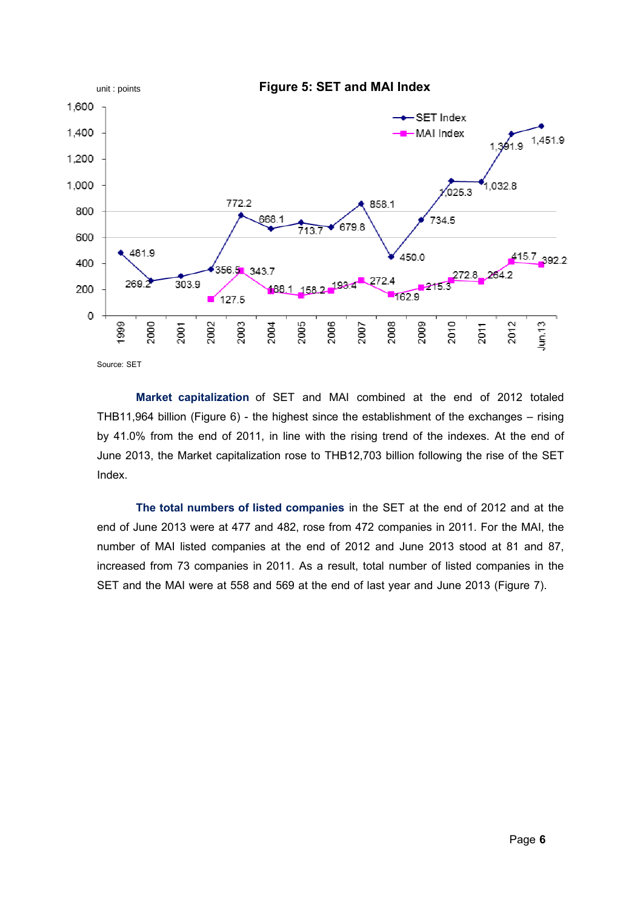unit : points

**Figure 5: SET and MAI Index**

| Year | SET Index | MAI Index |
|---|---|---|
| 1999 | 481.9 | |
| 2000 | 269.2 | |
| 2001 | 303.9 | |
| 2002 | 356.5 | 127.5 |
| 2003 | 772.2 | 343.7 |
| 2004 | 668.1 | 188.1 |
| 2005 | 713.7 | 158.2 |
| 2006 | 679.8 | 193.4 |
| 2007 | 858.1 | 272.4 |
| 2008 | 450.0 | 162.9 |
| 2009 | 734.5 | 215.3 |
| 2010 | 1,025.3 | 272.8 |
| 2011 | 1,032.8 | 264.2 |
| 2012 | 1,391.9 | 415.7 |
| Jun.13 | 1,451.9 | 392.2 |

Source: SET

**Market capitalization** of SET and MAI combined at the end of 2012 totaled THB11,964 billion (Figure 6) - the highest since the establishment of the exchanges – rising by 41.0% from the end of 2011, in line with the rising trend of the indexes. At the end of June 2013, the Market capitalization rose to THB12,703 billion following the rise of the SET Index.

**The total numbers of listed companies** in the SET at the end of 2012 and at the end of June 2013 were at 477 and 482, rose from 472 companies in 2011. For the MAI, the number of MAI listed companies at the end of 2012 and June 2013 stood at 81 and 87, increased from 73 companies in 2011. As a result, total number of listed companies in the SET and the MAI were at 558 and 569 at the end of last year and June 2013 (Figure 7).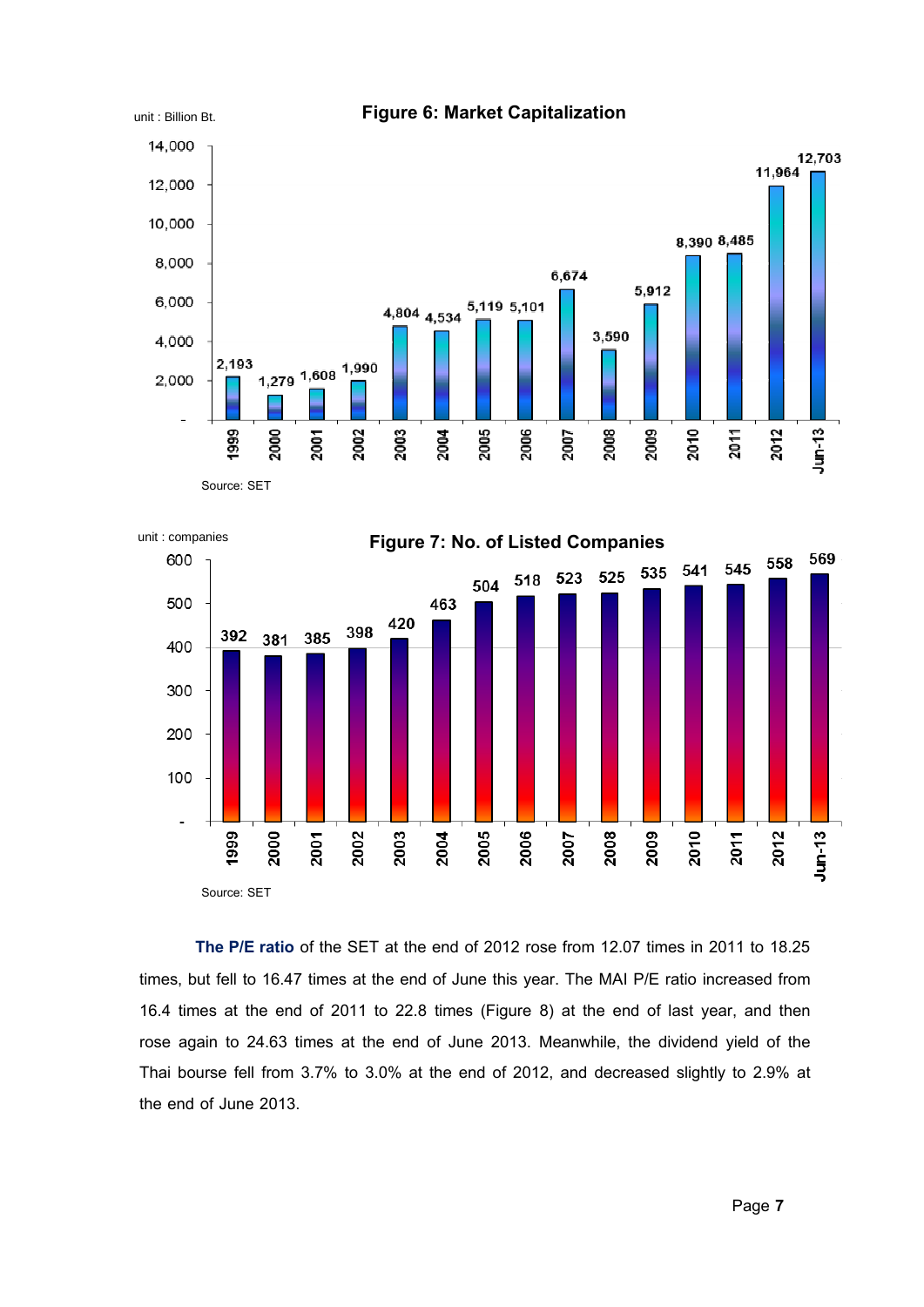**Figure 6: Market Capitalization**

unit : Billion Bt.

| Year | Market Capitalization |
|---|---|
| 1999 | 2,193 |
| 2000 | 1,279 |
| 2001 | 1,608 |
| 2002 | 1,990 |
| 2003 | 4,804 |
| 2004 | 4,534 |
| 2005 | 5,119 |
| 2006 | 5,101 |
| 2007 | 6,674 |
| 2008 | 3,590 |
| 2009 | 5,912 |
| 2010 | 8,390 |
| 2011 | 8,485 |
| 2012 | 11,964 |
| Jun-13 | 12,703 |

Source: SET

**Figure 7: No. of Listed Companies**

unit : companies

| Year | No. of Listed Companies |
|---|---|
| 1999 | 392 |
| 2000 | 381 |
| 2001 | 385 |
| 2002 | 398 |
| 2003 | 420 |
| 2004 | 463 |
| 2005 | 504 |
| 2006 | 518 |
| 2007 | 523 |
| 2008 | 525 |
| 2009 | 535 |
| 2010 | 541 |
| 2011 | 545 |
| 2012 | 558 |
| Jun-13 | 569 |

Source: SET

**The P/E ratio** of the SET at the end of 2012 rose from 12.07 times in 2011 to 18.25 times, but fell to 16.47 times at the end of June this year. The MAI P/E ratio increased from 16.4 times at the end of 2011 to 22.8 times (Figure 8) at the end of last year, and then rose again to 24.63 times at the end of June 2013. Meanwhile, the dividend yield of the Thai bourse fell from 3.7% to 3.0% at the end of 2012, and decreased slightly to 2.9% at the end of June 2013.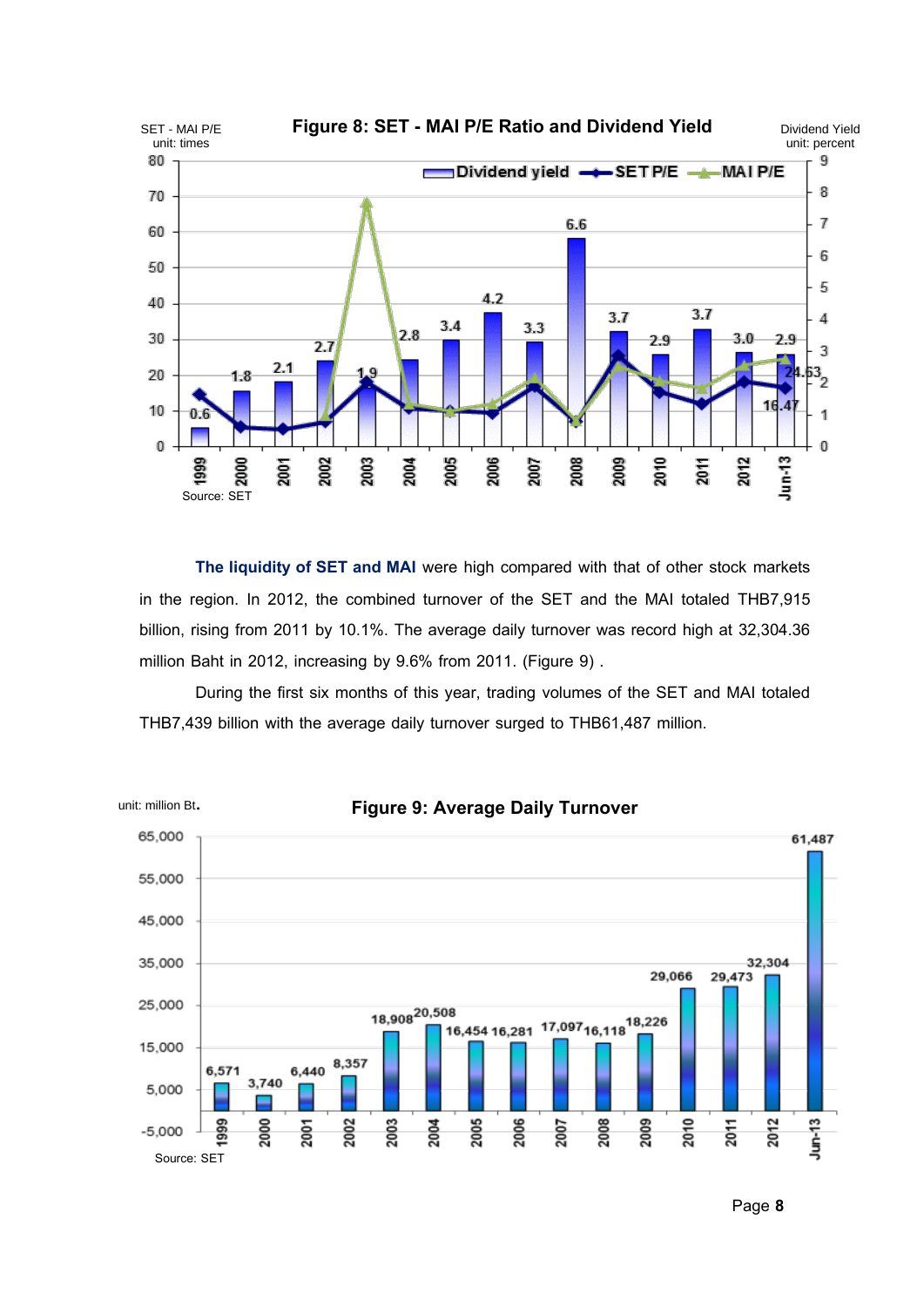**Figure 8: SET - MAI P/E Ratio and Dividend Yield**

SET - MAI P/E unit: times; Dividend Yield unit: percent

| Year | Dividend yield | SET P/E | MAI P/E |
|---|---|---|---|
| 1999 | 0.6 | | |
| 2000 | 1.8 | | |
| 2001 | 2.1 | | |
| 2002 | 2.7 | | |
| 2003 | 1.9 | | |
| 2004 | 2.8 | | |
| 2005 | 3.4 | | |
| 2006 | 4.2 | | |
| 2007 | 3.3 | | |
| 2008 | 6.6 | | |
| 2009 | 3.7 | | |
| 2010 | 2.9 | | |
| 2011 | 3.7 | | |
| 2012 | 3.0 | | |
| Jun-13 | 2.9 | 16.47 | 24.63 |

Source: SET

**The liquidity of SET and MAI** were high compared with that of other stock markets in the region. In 2012, the combined turnover of the SET and the MAI totaled THB7,915 billion, rising from 2011 by 10.1%. The average daily turnover was record high at 32,304.36 million Baht in 2012, increasing by 9.6% from 2011. (Figure 9) .

During the first six months of this year, trading volumes of the SET and MAI totaled THB7,439 billion with the average daily turnover surged to THB61,487 million.

**Figure 9: Average Daily Turnover**

unit: million Bt.

| Year | Average Daily Turnover |
|---|---|
| 1999 | 6,571 |
| 2000 | 3,740 |
| 2001 | 6,440 |
| 2002 | 8,357 |
| 2003 | 18,908 |
| 2004 | 20,508 |
| 2005 | 16,454 |
| 2006 | 16,281 |
| 2007 | 17,097 |
| 2008 | 16,118 |
| 2009 | 18,226 |
| 2010 | 29,066 |
| 2011 | 29,473 |
| 2012 | 32,304 |
| Jun-13 | 61,487 |

Source: SET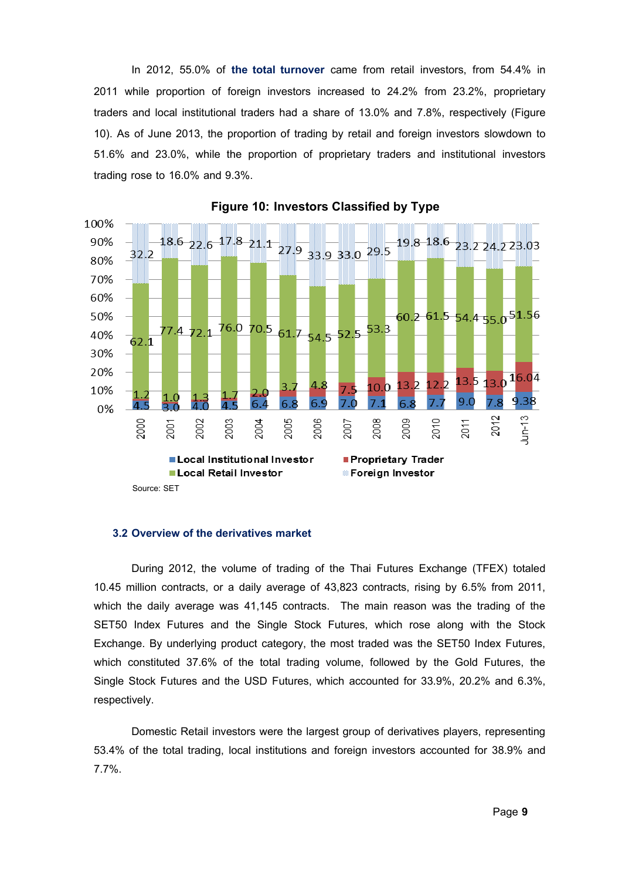In 2012, 55.0% of **the total turnover** came from retail investors, from 54.4% in 2011 while proportion of foreign investors increased to 24.2% from 23.2%, proprietary traders and local institutional traders had a share of 13.0% and 7.8%, respectively (Figure 10). As of June 2013, the proportion of trading by retail and foreign investors slowdown to 51.6% and 23.0%, while the proportion of proprietary traders and institutional investors trading rose to 16.0% and 9.3%.

**Figure 10: Investors Classified by Type**

| Year | Local Institutional Investor | Proprietary Trader | Local Retail Investor | Foreign Investor |
|---|---|---|---|---|
| 2000 | 4.5 | 1.2 | 62.1 | 32.2 |
| 2001 | 3.0 | 1.0 | 77.4 | 18.6 |
| 2002 | 4.0 | 1.3 | 72.1 | 22.6 |
| 2003 | 4.5 | 1.7 | 76.0 | 17.8 |
| 2004 | 6.4 | 2.0 | 70.5 | 21.1 |
| 2005 | 6.8 | 3.7 | 61.7 | 27.9 |
| 2006 | 6.9 | 4.8 | 54.5 | 33.9 |
| 2007 | 7.0 | 7.5 | 52.5 | 33.0 |
| 2008 | 7.1 | 10.0 | 53.3 | 29.5 |
| 2009 | 6.8 | 13.2 | 60.2 | 19.8 |
| 2010 | 7.7 | 12.2 | 61.5 | 18.6 |
| 2011 | 9.0 | 13.5 | 54.4 | 23.2 |
| 2012 | 7.8 | 13.0 | 55.0 | 24.2 |
| Jun-13 | 9.38 | 16.04 | 51.56 | 23.03 |

Source: SET

### 3.2 Overview of the derivatives market

During 2012, the volume of trading of the Thai Futures Exchange (TFEX) totaled 10.45 million contracts, or a daily average of 43,823 contracts, rising by 6.5% from 2011, which the daily average was 41,145 contracts. The main reason was the trading of the SET50 Index Futures and the Single Stock Futures, which rose along with the Stock Exchange. By underlying product category, the most traded was the SET50 Index Futures, which constituted 37.6% of the total trading volume, followed by the Gold Futures, the Single Stock Futures and the USD Futures, which accounted for 33.9%, 20.2% and 6.3%, respectively.

Domestic Retail investors were the largest group of derivatives players, representing 53.4% of the total trading, local institutions and foreign investors accounted for 38.9% and 7.7%.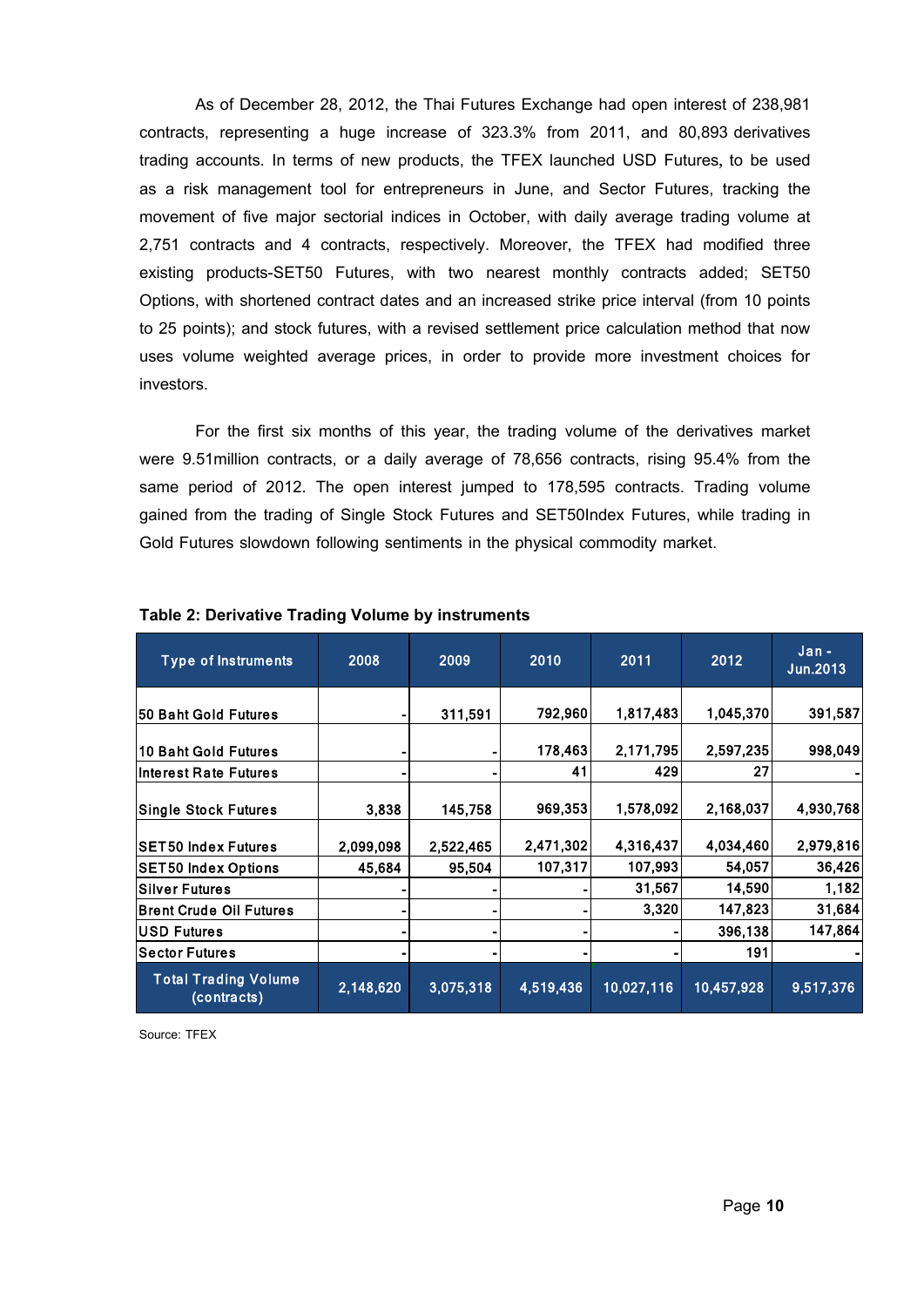As of December 28, 2012, the Thai Futures Exchange had open interest of 238,981 contracts, representing a huge increase of 323.3% from 2011, and 80,893 derivatives trading accounts. In terms of new products, the TFEX launched USD Futures, to be used as a risk management tool for entrepreneurs in June, and Sector Futures, tracking the movement of five major sectorial indices in October, with daily average trading volume at 2,751 contracts and 4 contracts, respectively. Moreover, the TFEX had modified three existing products-SET50 Futures, with two nearest monthly contracts added; SET50 Options, with shortened contract dates and an increased strike price interval (from 10 points to 25 points); and stock futures, with a revised settlement price calculation method that now uses volume weighted average prices, in order to provide more investment choices for investors.

For the first six months of this year, the trading volume of the derivatives market were 9.51million contracts, or a daily average of 78,656 contracts, rising 95.4% from the same period of 2012. The open interest jumped to 178,595 contracts. Trading volume gained from the trading of Single Stock Futures and SET50Index Futures, while trading in Gold Futures slowdown following sentiments in the physical commodity market.

**Table 2: Derivative Trading Volume by instruments**

| Type of Instruments | 2008 | 2009 | 2010 | 2011 | 2012 | Jan - Jun.2013 |
|---|---|---|---|---|---|---|
| 50 Baht Gold Futures | - | 311,591 | 792,960 | 1,817,483 | 1,045,370 | 391,587 |
| 10 Baht Gold Futures | - | - | 178,463 | 2,171,795 | 2,597,235 | 998,049 |
| Interest Rate Futures | - | - | 41 | 429 | 27 | - |
| Single Stock Futures | 3,838 | 145,758 | 969,353 | 1,578,092 | 2,168,037 | 4,930,768 |
| SET50 Index Futures | 2,099,098 | 2,522,465 | 2,471,302 | 4,316,437 | 4,034,460 | 2,979,816 |
| SET50 Index Options | 45,684 | 95,504 | 107,317 | 107,993 | 54,057 | 36,426 |
| Silver Futures | - | - | - | 31,567 | 14,590 | 1,182 |
| Brent Crude Oil Futures | - | - | - | 3,320 | 147,823 | 31,684 |
| USD Futures | - | - | - | - | 396,138 | 147,864 |
| Sector Futures | - | - | - | - | 191 | - |
| Total Trading Volume (contracts) | 2,148,620 | 3,075,318 | 4,519,436 | 10,027,116 | 10,457,928 | 9,517,376 |

Source: TFEX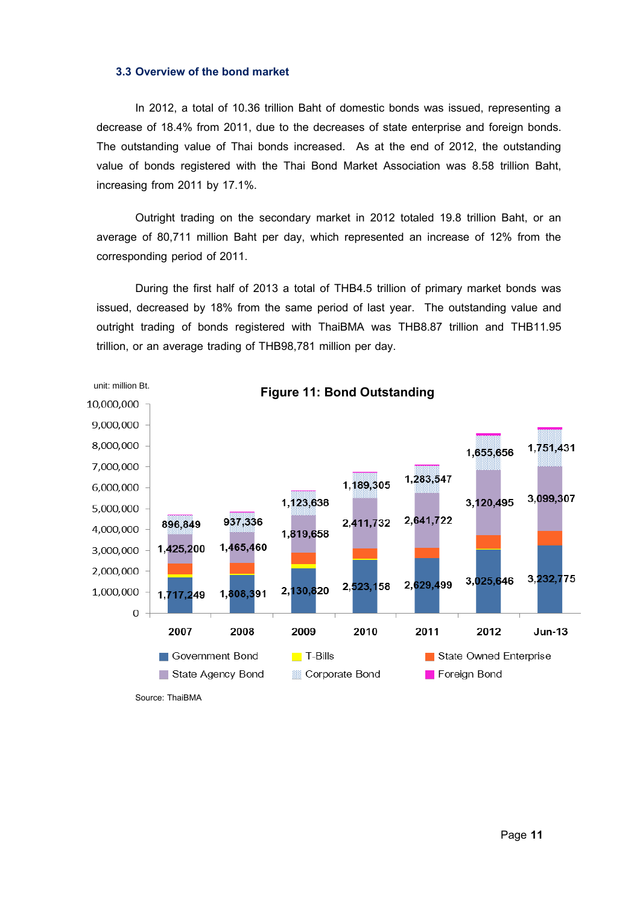### 3.3 Overview of the bond market

In 2012, a total of 10.36 trillion Baht of domestic bonds was issued, representing a decrease of 18.4% from 2011, due to the decreases of state enterprise and foreign bonds. The outstanding value of Thai bonds increased. As at the end of 2012, the outstanding value of bonds registered with the Thai Bond Market Association was 8.58 trillion Baht, increasing from 2011 by 17.1%.

Outright trading on the secondary market in 2012 totaled 19.8 trillion Baht, or an average of 80,711 million Baht per day, which represented an increase of 12% from the corresponding period of 2011.

During the first half of 2013 a total of THB4.5 trillion of primary market bonds was issued, decreased by 18% from the same period of last year. The outstanding value and outright trading of bonds registered with ThaiBMA was THB8.87 trillion and THB11.95 trillion, or an average trading of THB98,781 million per day.

**Figure 11: Bond Outstanding**

unit: million Bt.

| | 2007 | 2008 | 2009 | 2010 | 2011 | 2012 | Jun-13 |
|---|---|---|---|---|---|---|---|
| Government Bond | 1,717,249 | 1,808,391 | 2,130,820 | 2,523,158 | 2,629,499 | 3,025,646 | 3,232,775 |
| State Agency Bond | 1,425,200 | 1,465,460 | 1,819,658 | 2,411,732 | 2,641,722 | 3,120,495 | 3,099,307 |
| Corporate Bond | 896,849 | 937,336 | 1,123,638 | 1,189,305 | 1,283,547 | 1,655,656 | 1,751,431 |

Legend: Government Bond, T-Bills, State Owned Enterprise, State Agency Bond, Corporate Bond, Foreign Bond

Source: ThaiBMA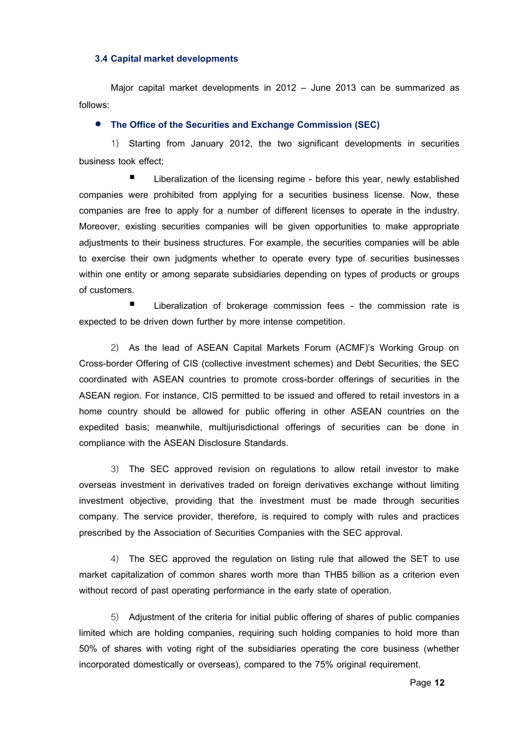### 3.4 Capital market developments

Major capital market developments in 2012 – June 2013 can be summarized as follows:

- **The Office of the Securities and Exchange Commission (SEC)**

1) Starting from January 2012, the two significant developments in securities business took effect;

- Liberalization of the licensing regime - before this year, newly established companies were prohibited from applying for a securities business license. Now, these companies are free to apply for a number of different licenses to operate in the industry. Moreover, existing securities companies will be given opportunities to make appropriate adjustments to their business structures. For example, the securities companies will be able to exercise their own judgments whether to operate every type of securities businesses within one entity or among separate subsidiaries depending on types of products or groups of customers.
- Liberalization of brokerage commission fees - the commission rate is expected to be driven down further by more intense competition.

2) As the lead of ASEAN Capital Markets Forum (ACMF)'s Working Group on Cross-border Offering of CIS (collective investment schemes) and Debt Securities, the SEC coordinated with ASEAN countries to promote cross-border offerings of securities in the ASEAN region. For instance, CIS permitted to be issued and offered to retail investors in a home country should be allowed for public offering in other ASEAN countries on the expedited basis; meanwhile, multijurisdictional offerings of securities can be done in compliance with the ASEAN Disclosure Standards.

3) The SEC approved revision on regulations to allow retail investor to make overseas investment in derivatives traded on foreign derivatives exchange without limiting investment objective, providing that the investment must be made through securities company. The service provider, therefore, is required to comply with rules and practices prescribed by the Association of Securities Companies with the SEC approval.

4) The SEC approved the regulation on listing rule that allowed the SET to use market capitalization of common shares worth more than THB5 billion as a criterion even without record of past operating performance in the early state of operation.

5) Adjustment of the criteria for initial public offering of shares of public companies limited which are holding companies, requiring such holding companies to hold more than 50% of shares with voting right of the subsidiaries operating the core business (whether incorporated domestically or overseas), compared to the 75% original requirement.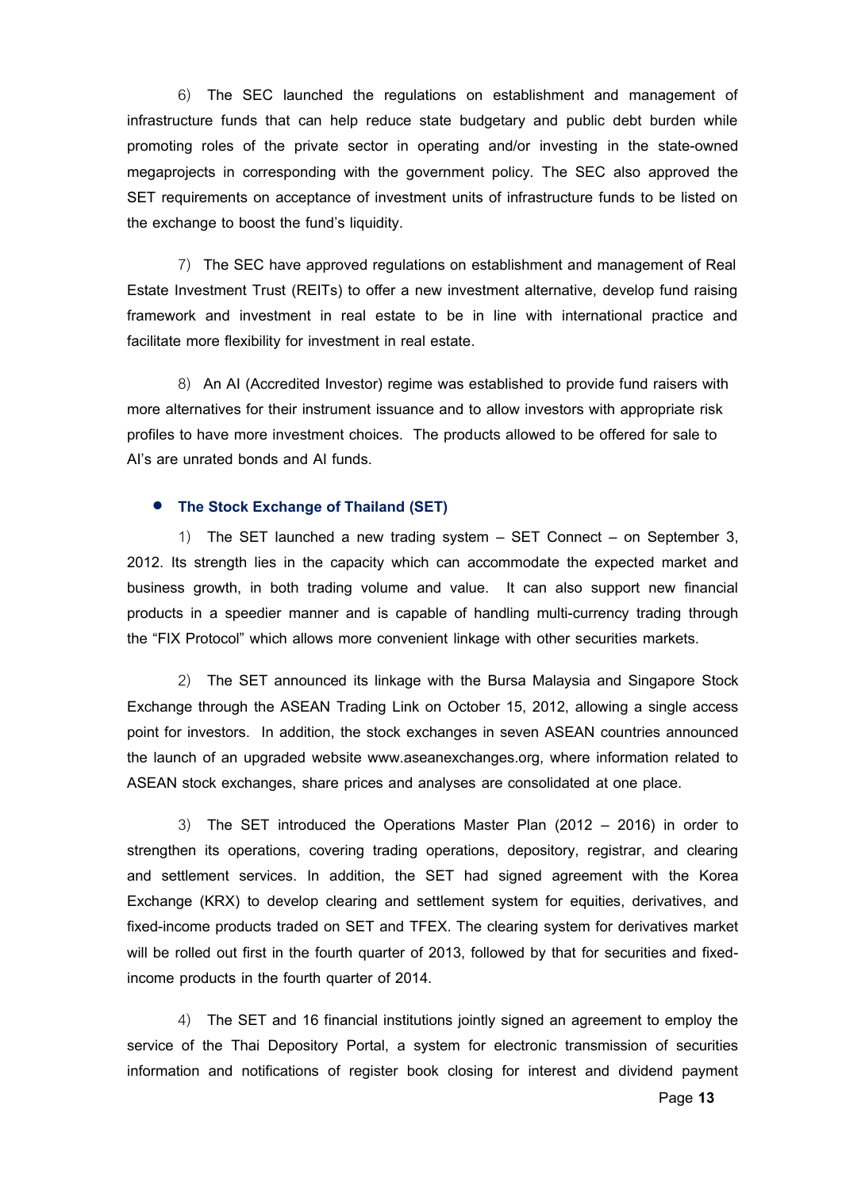6) The SEC launched the regulations on establishment and management of infrastructure funds that can help reduce state budgetary and public debt burden while promoting roles of the private sector in operating and/or investing in the state-owned megaprojects in corresponding with the government policy. The SEC also approved the SET requirements on acceptance of investment units of infrastructure funds to be listed on the exchange to boost the fund's liquidity.

7) The SEC have approved regulations on establishment and management of Real Estate Investment Trust (REITs) to offer a new investment alternative, develop fund raising framework and investment in real estate to be in line with international practice and facilitate more flexibility for investment in real estate.

8) An AI (Accredited Investor) regime was established to provide fund raisers with more alternatives for their instrument issuance and to allow investors with appropriate risk profiles to have more investment choices. The products allowed to be offered for sale to AI's are unrated bonds and AI funds.

- **The Stock Exchange of Thailand (SET)**

1) The SET launched a new trading system – SET Connect – on September 3, 2012. Its strength lies in the capacity which can accommodate the expected market and business growth, in both trading volume and value. It can also support new financial products in a speedier manner and is capable of handling multi-currency trading through the "FIX Protocol" which allows more convenient linkage with other securities markets.

2) The SET announced its linkage with the Bursa Malaysia and Singapore Stock Exchange through the ASEAN Trading Link on October 15, 2012, allowing a single access point for investors. In addition, the stock exchanges in seven ASEAN countries announced the launch of an upgraded website www.aseanexchanges.org, where information related to ASEAN stock exchanges, share prices and analyses are consolidated at one place.

3) The SET introduced the Operations Master Plan (2012 – 2016) in order to strengthen its operations, covering trading operations, depository, registrar, and clearing and settlement services. In addition, the SET had signed agreement with the Korea Exchange (KRX) to develop clearing and settlement system for equities, derivatives, and fixed-income products traded on SET and TFEX. The clearing system for derivatives market will be rolled out first in the fourth quarter of 2013, followed by that for securities and fixed-income products in the fourth quarter of 2014.

4) The SET and 16 financial institutions jointly signed an agreement to employ the service of the Thai Depository Portal, a system for electronic transmission of securities information and notifications of register book closing for interest and dividend payment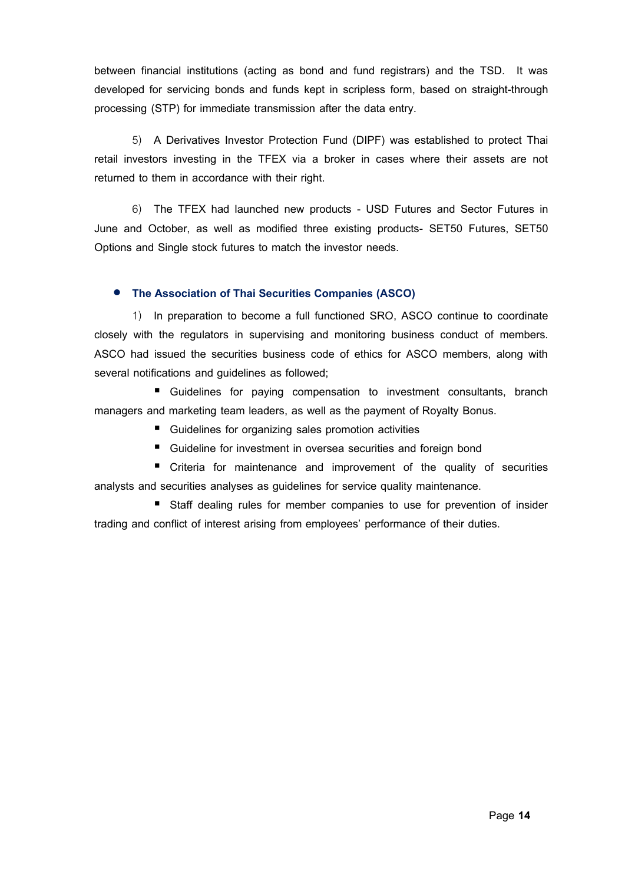between financial institutions (acting as bond and fund registrars) and the TSD. It was developed for servicing bonds and funds kept in scripless form, based on straight-through processing (STP) for immediate transmission after the data entry.

5) A Derivatives Investor Protection Fund (DIPF) was established to protect Thai retail investors investing in the TFEX via a broker in cases where their assets are not returned to them in accordance with their right.

6) The TFEX had launched new products - USD Futures and Sector Futures in June and October, as well as modified three existing products- SET50 Futures, SET50 Options and Single stock futures to match the investor needs.

- **The Association of Thai Securities Companies (ASCO)**

1) In preparation to become a full functioned SRO, ASCO continue to coordinate closely with the regulators in supervising and monitoring business conduct of members. ASCO had issued the securities business code of ethics for ASCO members, along with several notifications and guidelines as followed;

- Guidelines for paying compensation to investment consultants, branch managers and marketing team leaders, as well as the payment of Royalty Bonus.
- Guidelines for organizing sales promotion activities
- Guideline for investment in oversea securities and foreign bond
- Criteria for maintenance and improvement of the quality of securities analysts and securities analyses as guidelines for service quality maintenance.
- Staff dealing rules for member companies to use for prevention of insider trading and conflict of interest arising from employees' performance of their duties.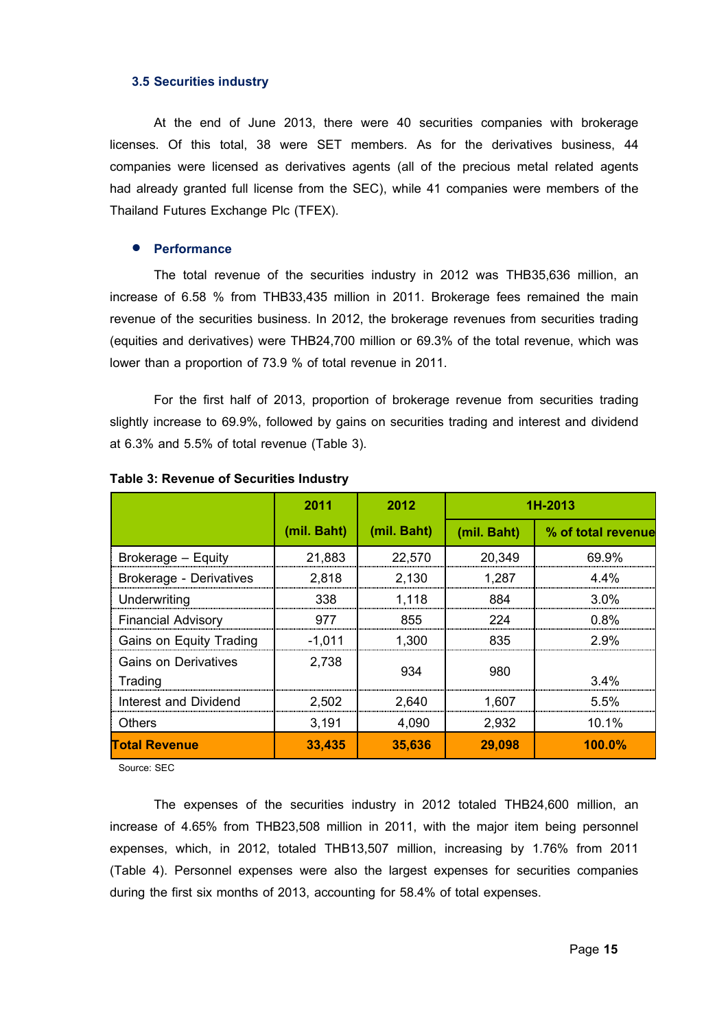### 3.5 Securities industry

At the end of June 2013, there were 40 securities companies with brokerage licenses. Of this total, 38 were SET members. As for the derivatives business, 44 companies were licensed as derivatives agents (all of the precious metal related agents had already granted full license from the SEC), while 41 companies were members of the Thailand Futures Exchange Plc (TFEX).

- **Performance**

The total revenue of the securities industry in 2012 was THB35,636 million, an increase of 6.58 % from THB33,435 million in 2011. Brokerage fees remained the main revenue of the securities business. In 2012, the brokerage revenues from securities trading (equities and derivatives) were THB24,700 million or 69.3% of the total revenue, which was lower than a proportion of 73.9 % of total revenue in 2011.

For the first half of 2013, proportion of brokerage revenue from securities trading slightly increase to 69.9%, followed by gains on securities trading and interest and dividend at 6.3% and 5.5% of total revenue (Table 3).

**Table 3: Revenue of Securities Industry**

| | 2011 | 2012 | 1H-2013 | |
|---|---|---|---|---|
| | (mil. Baht) | (mil. Baht) | (mil. Baht) | % of total revenue |
| Brokerage – Equity | 21,883 | 22,570 | 20,349 | 69.9% |
| Brokerage - Derivatives | 2,818 | 2,130 | 1,287 | 4.4% |
| Underwriting | 338 | 1,118 | 884 | 3.0% |
| Financial Advisory | 977 | 855 | 224 | 0.8% |
| Gains on Equity Trading | -1,011 | 1,300 | 835 | 2.9% |
| Gains on Derivatives Trading | 2,738 | 934 | 980 | 3.4% |
| Interest and Dividend | 2,502 | 2,640 | 1,607 | 5.5% |
| Others | 3,191 | 4,090 | 2,932 | 10.1% |
| **Total Revenue** | **33,435** | **35,636** | **29,098** | **100.0%** |

Source: SEC

The expenses of the securities industry in 2012 totaled THB24,600 million, an increase of 4.65% from THB23,508 million in 2011, with the major item being personnel expenses, which, in 2012, totaled THB13,507 million, increasing by 1.76% from 2011 (Table 4). Personnel expenses were also the largest expenses for securities companies during the first six months of 2013, accounting for 58.4% of total expenses.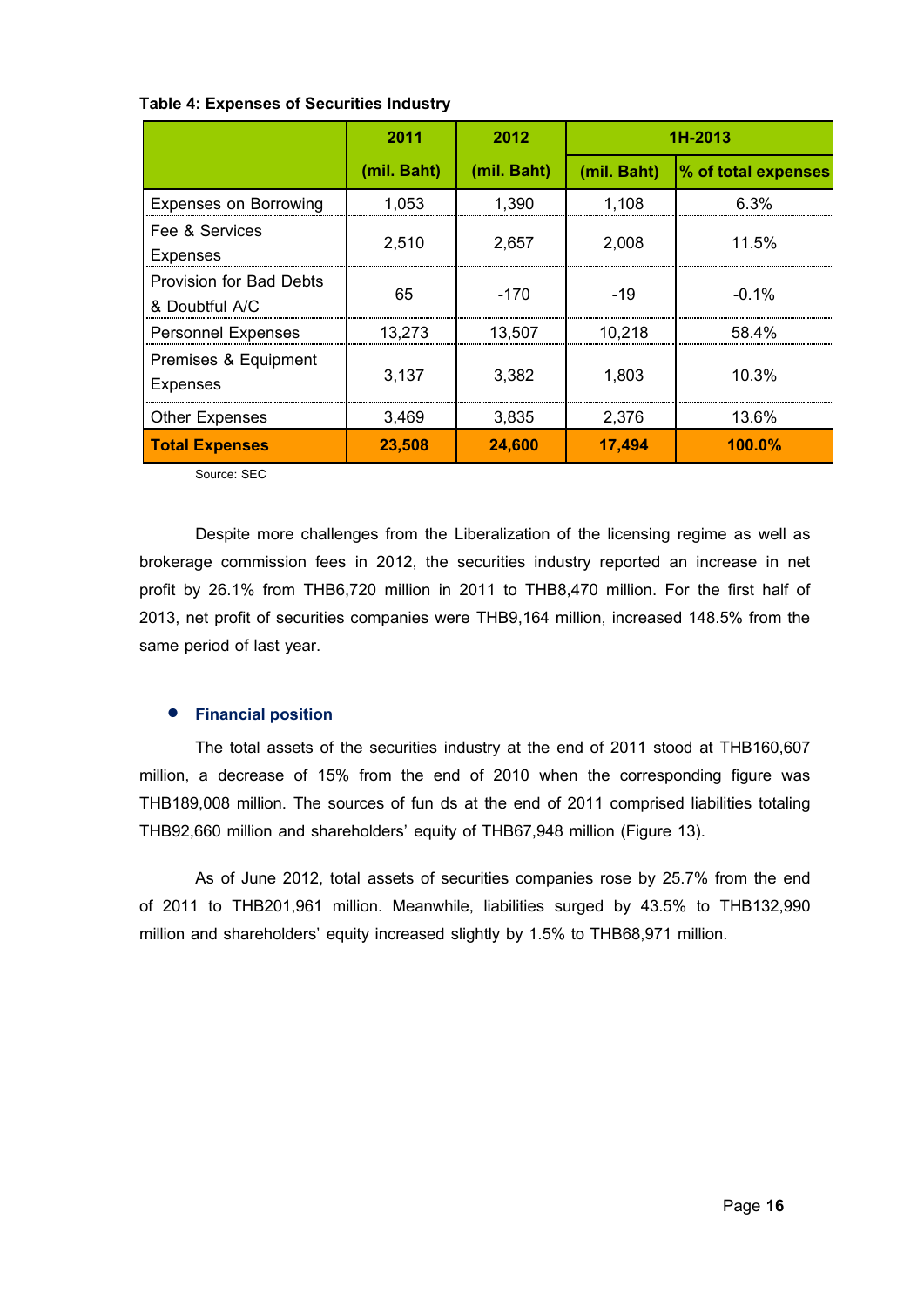**Table 4: Expenses of Securities Industry**

| | 2011 (mil. Baht) | 2012 (mil. Baht) | 1H-2013 | |
|---|---|---|---|---|
| | | | (mil. Baht) | % of total expenses |
| Expenses on Borrowing | 1,053 | 1,390 | 1,108 | 6.3% |
| Fee & Services Expenses | 2,510 | 2,657 | 2,008 | 11.5% |
| Provision for Bad Debts & Doubtful A/C | 65 | -170 | -19 | -0.1% |
| Personnel Expenses | 13,273 | 13,507 | 10,218 | 58.4% |
| Premises & Equipment Expenses | 3,137 | 3,382 | 1,803 | 10.3% |
| Other Expenses | 3,469 | 3,835 | 2,376 | 13.6% |
| **Total Expenses** | **23,508** | **24,600** | **17,494** | **100.0%** |

Source: SEC

Despite more challenges from the Liberalization of the licensing regime as well as brokerage commission fees in 2012, the securities industry reported an increase in net profit by 26.1% from THB6,720 million in 2011 to THB8,470 million. For the first half of 2013, net profit of securities companies were THB9,164 million, increased 148.5% from the same period of last year.

- **Financial position**

The total assets of the securities industry at the end of 2011 stood at THB160,607 million, a decrease of 15% from the end of 2010 when the corresponding figure was THB189,008 million. The sources of fun ds at the end of 2011 comprised liabilities totaling THB92,660 million and shareholders' equity of THB67,948 million (Figure 13).

As of June 2012, total assets of securities companies rose by 25.7% from the end of 2011 to THB201,961 million. Meanwhile, liabilities surged by 43.5% to THB132,990 million and shareholders' equity increased slightly by 1.5% to THB68,971 million.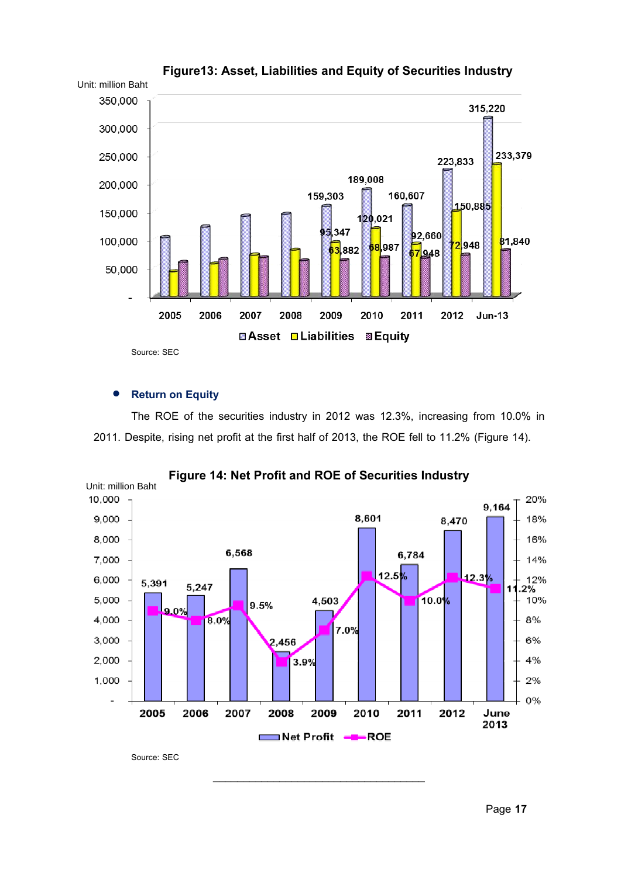**Figure13: Asset, Liabilities and Equity of Securities Industry**

Unit: million Baht

350,000
300,000
250,000
200,000
150,000
100,000
50,000
-

2005 2006 2007 2008 2009 2010 2011 2012 Jun-13

159,303
95,347
63,882
189,008
120,021
68,987
160,607
92,660
67,948
223,833
150,885
72,948
315,220
233,379
81,840

Asset Liabilities Equity

Source: SEC

- **Return on Equity**

The ROE of the securities industry in 2012 was 12.3%, increasing from 10.0% in 2011. Despite, rising net profit at the first half of 2013, the ROE fell to 11.2% (Figure 14).

**Figure 14: Net Profit and ROE of Securities Industry**

Unit: million Baht

10,000
9,000
8,000
7,000
6,000
5,000
4,000
3,000
2,000
1,000
-

20%
18%
16%
14%
12%
10%
8%
6%
4%
2%
0%

2005 2006 2007 2008 2009 2010 2011 2012 June 2013

5,391
9.0%
5,247
8.0%
6,568
9.5%
2,456
3.9%
4,503
7.0%
8,601
12.5%
6,784
10.0%
8,470
12.3%
9,164
11.2%

Net Profit ROE

Source: SEC